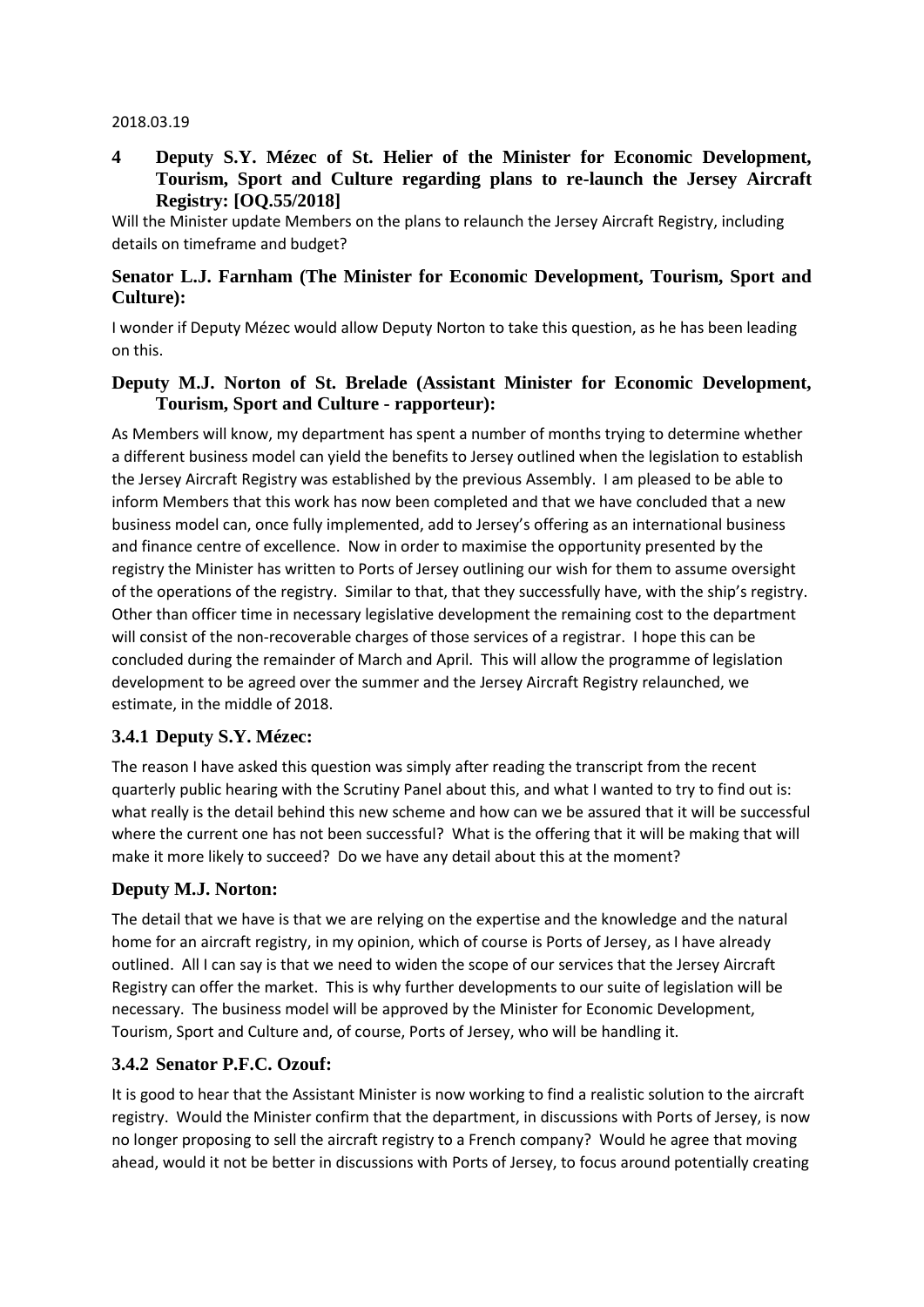2018.03.19

## 4 Deputy S.Y. Mézec of St. Helier of the Minister for Economic Development, Tourism, Sport and Culture regarding plans to re-launch the Jersey Aircraft Registry: [OQ.55/2018]

Will the Minister update Members on the plans to relaunch the Jersey Aircraft Registry, including details on timeframe and budget?

### Senator L.J. Farnham (The Minister for Economic Development, Tourism, Sport and Culture):

I wonder if Deputy Mézec would allow Deputy Norton to take this question, as he has been leading on this.

### Deputy M.J. Norton of St. Brelade (Assistant Minister for Economic Development, Tourism, Sport and Culture - rapporteur):

As Members will know, my department has spent a number of months trying to determine whether a different business model can yield the benefits to Jersey outlined when the legislation to establish the Jersey Aircraft Registry was established by the previous Assembly. I am pleased to be able to inform Members that this work has now been completed and that we have concluded that a new business model can, once fully implemented, add to Jersey's offering as an international business and finance centre of excellence. Now in order to maximise the opportunity presented by the registry the Minister has written to Ports of Jersey outlining our wish for them to assume oversight of the operations of the registry. Similar to that, that they successfully have, with the ship's registry. Other than officer time in necessary legislative development the remaining cost to the department will consist of the non-recoverable charges of those services of a registrar. I hope this can be concluded during the remainder of March and April. This will allow the programme of legislation development to be agreed over the summer and the Jersey Aircraft Registry relaunched, we estimate, in the middle of 2018.

### 3.4.1 Deputy S.Y. Mézec:

The reason I have asked this question was simply after reading the transcript from the recent quarterly public hearing with the Scrutiny Panel about this, and what I wanted to try to find out is: what really is the detail behind this new scheme and how can we be assured that it will be successful where the current one has not been successful? What is the offering that it will be making that will make it more likely to succeed? Do we have any detail about this at the moment?

### Deputy M.J. Norton:

The detail that we have is that we are relying on the expertise and the knowledge and the natural home for an aircraft registry, in my opinion, which of course is Ports of Jersey, as I have already outlined. All I can say is that we need to widen the scope of our services that the Jersey Aircraft Registry can offer the market. This is why further developments to our suite of legislation will be necessary. The business model will be approved by the Minister for Economic Development, Tourism, Sport and Culture and, of course, Ports of Jersey, who will be handling it.

### 3.4.2 Senator P.F.C. Ozouf:

It is good to hear that the Assistant Minister is now working to find a realistic solution to the aircraft registry. Would the Minister confirm that the department, in discussions with Ports of Jersey, is now no longer proposing to sell the aircraft registry to a French company? Would he agree that moving ahead, would it not be better in discussions with Ports of Jersey, to focus around potentially creating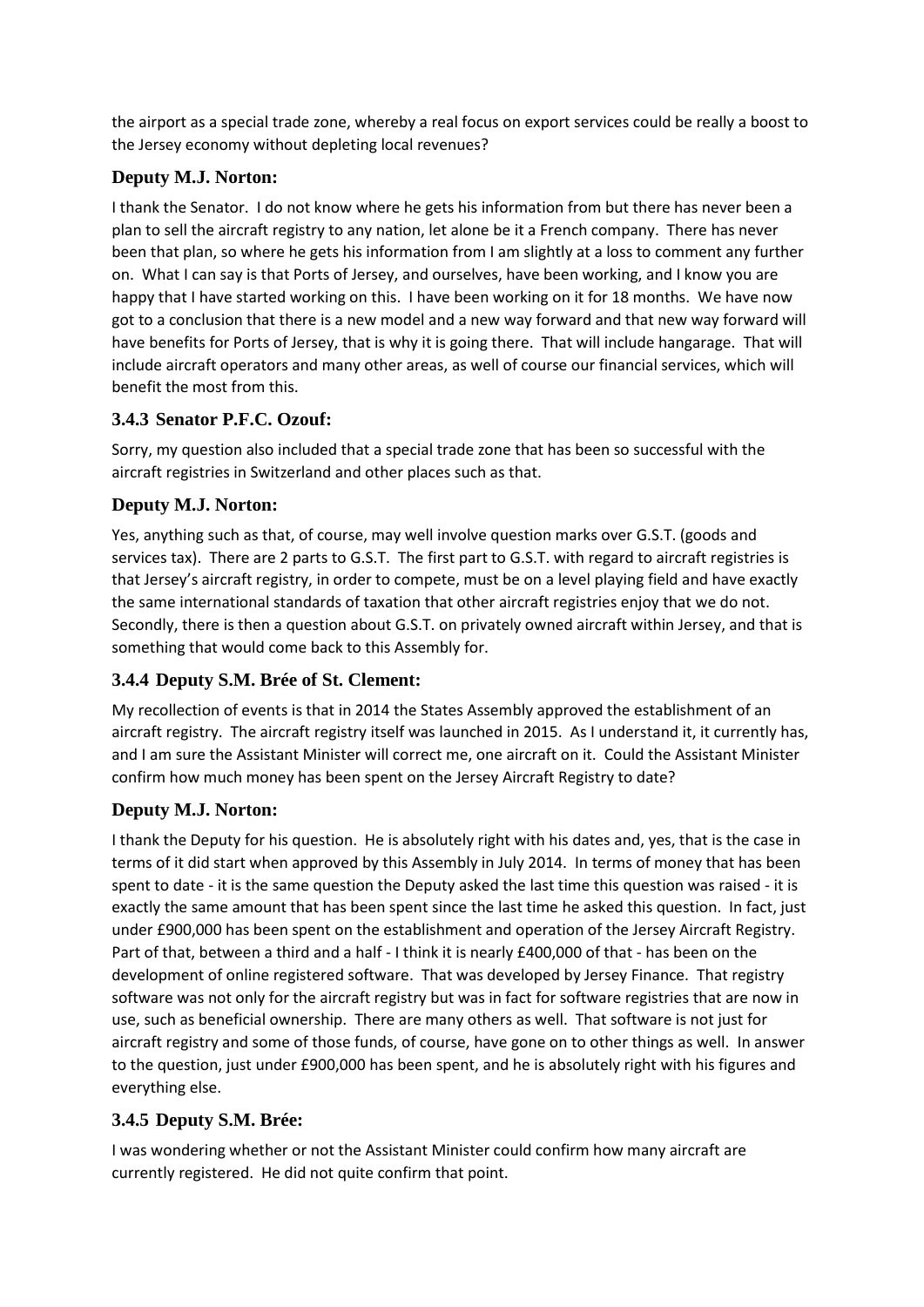the airport as a special trade zone, whereby a real focus on export services could be really a boost to the Jersey economy without depleting local revenues?

### Deputy M.J. Norton:

I thank the Senator. I do not know where he gets his information from but there has never been a plan to sell the aircraft registry to any nation, let alone be it a French company. There has never been that plan, so where he gets his information from I am slightly at a loss to comment any further on. What I can say is that Ports of Jersey, and ourselves, have been working, and I know you are happy that I have started working on this. I have been working on it for 18 months. We have now got to a conclusion that there is a new model and a new way forward and that new way forward will have benefits for Ports of Jersey, that is why it is going there. That will include hangarage. That will include aircraft operators and many other areas, as well of course our financial services, which will benefit the most from this.

### 3.4.3 Senator P.F.C. Ozouf:

Sorry, my question also included that a special trade zone that has been so successful with the aircraft registries in Switzerland and other places such as that.

### Deputy M.J. Norton:

Yes, anything such as that, of course, may well involve question marks over G.S.T. (goods and services tax). There are 2 parts to G.S.T. The first part to G.S.T. with regard to aircraft registries is that Jersey's aircraft registry, in order to compete, must be on a level playing field and have exactly the same international standards of taxation that other aircraft registries enjoy that we do not. Secondly, there is then a question about G.S.T. on privately owned aircraft within Jersey, and that is something that would come back to this Assembly for.

### 3.4.4 Deputy S.M. Brée of St. Clement:

My recollection of events is that in 2014 the States Assembly approved the establishment of an aircraft registry. The aircraft registry itself was launched in 2015. As I understand it, it currently has, and I am sure the Assistant Minister will correct me, one aircraft on it. Could the Assistant Minister confirm how much money has been spent on the Jersey Aircraft Registry to date?

### Deputy M.J. Norton:

I thank the Deputy for his question. He is absolutely right with his dates and, yes, that is the case in terms of it did start when approved by this Assembly in July 2014. In terms of money that has been spent to date - it is the same question the Deputy asked the last time this question was raised - it is exactly the same amount that has been spent since the last time he asked this question. In fact, just under £900,000 has been spent on the establishment and operation of the Jersey Aircraft Registry. Part of that, between a third and a half - I think it is nearly £400,000 of that - has been on the development of online registered software. That was developed by Jersey Finance. That registry software was not only for the aircraft registry but was in fact for software registries that are now in use, such as beneficial ownership. There are many others as well. That software is not just for aircraft registry and some of those funds, of course, have gone on to other things as well. In answer to the question, just under £900,000 has been spent, and he is absolutely right with his figures and everything else.

### 3.4.5 Deputy S.M. Brée:

I was wondering whether or not the Assistant Minister could confirm how many aircraft are currently registered. He did not quite confirm that point.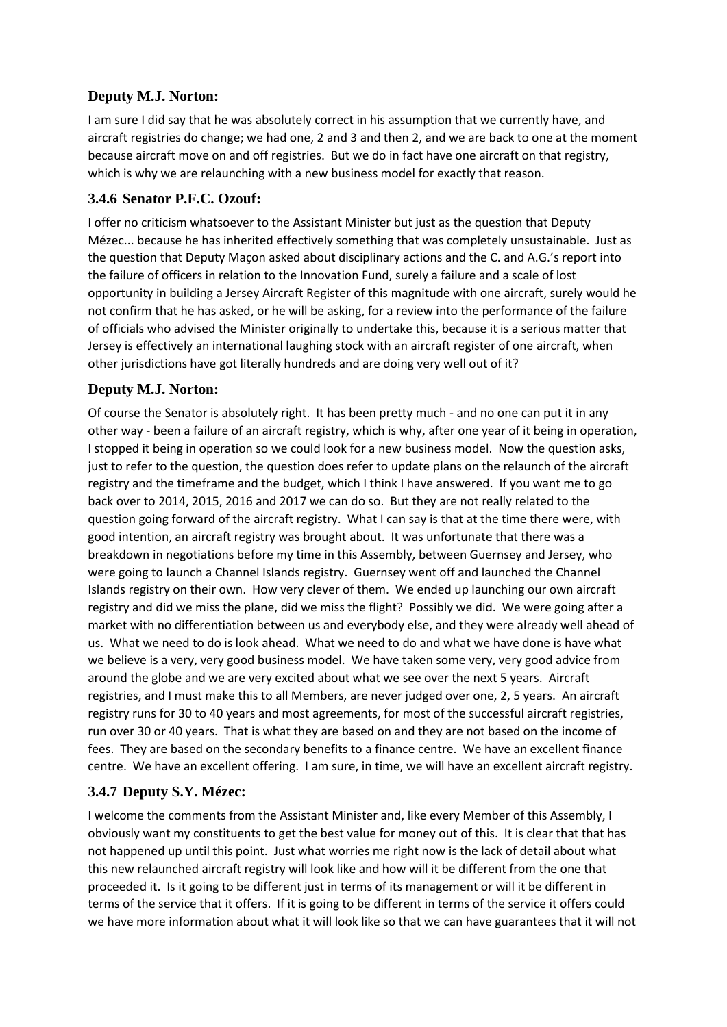### Deputy M.J. Norton:

I am sure I did say that he was absolutely correct in his assumption that we currently have, and aircraft registries do change; we had one, 2 and 3 and then 2, and we are back to one at the moment because aircraft move on and off registries. But we do in fact have one aircraft on that registry, which is why we are relaunching with a new business model for exactly that reason.

### 3.4.6 Senator P.F.C. Ozouf:

I offer no criticism whatsoever to the Assistant Minister but just as the question that Deputy Mézec... because he has inherited effectively something that was completely unsustainable. Just as the question that Deputy Maçon asked about disciplinary actions and the C. and A.G.'s report into the failure of officers in relation to the Innovation Fund, surely a failure and a scale of lost opportunity in building a Jersey Aircraft Register of this magnitude with one aircraft, surely would he not confirm that he has asked, or he will be asking, for a review into the performance of the failure of officials who advised the Minister originally to undertake this, because it is a serious matter that Jersey is effectively an international laughing stock with an aircraft register of one aircraft, when other jurisdictions have got literally hundreds and are doing very well out of it?

### Deputy M.J. Norton:

Of course the Senator is absolutely right. It has been pretty much - and no one can put it in any other way - been a failure of an aircraft registry, which is why, after one year of it being in operation, I stopped it being in operation so we could look for a new business model. Now the question asks, just to refer to the question, the question does refer to update plans on the relaunch of the aircraft registry and the timeframe and the budget, which I think I have answered. If you want me to go back over to 2014, 2015, 2016 and 2017 we can do so. But they are not really related to the question going forward of the aircraft registry. What I can say is that at the time there were, with good intention, an aircraft registry was brought about. It was unfortunate that there was a breakdown in negotiations before my time in this Assembly, between Guernsey and Jersey, who were going to launch a Channel Islands registry. Guernsey went off and launched the Channel Islands registry on their own. How very clever of them. We ended up launching our own aircraft registry and did we miss the plane, did we miss the flight? Possibly we did. We were going after a market with no differentiation between us and everybody else, and they were already well ahead of us. What we need to do is look ahead. What we need to do and what we have done is have what we believe is a very, very good business model. We have taken some very, very good advice from around the globe and we are very excited about what we see over the next 5 years. Aircraft registries, and I must make this to all Members, are never judged over one, 2, 5 years. An aircraft registry runs for 30 to 40 years and most agreements, for most of the successful aircraft registries, run over 30 or 40 years. That is what they are based on and they are not based on the income of fees. They are based on the secondary benefits to a finance centre. We have an excellent finance centre. We have an excellent offering. I am sure, in time, we will have an excellent aircraft registry.

### 3.4.7 Deputy S.Y. Mézec:

I welcome the comments from the Assistant Minister and, like every Member of this Assembly, I obviously want my constituents to get the best value for money out of this. It is clear that that has not happened up until this point. Just what worries me right now is the lack of detail about what this new relaunched aircraft registry will look like and how will it be different from the one that proceeded it. Is it going to be different just in terms of its management or will it be different in terms of the service that it offers. If it is going to be different in terms of the service it offers could we have more information about what it will look like so that we can have guarantees that it will not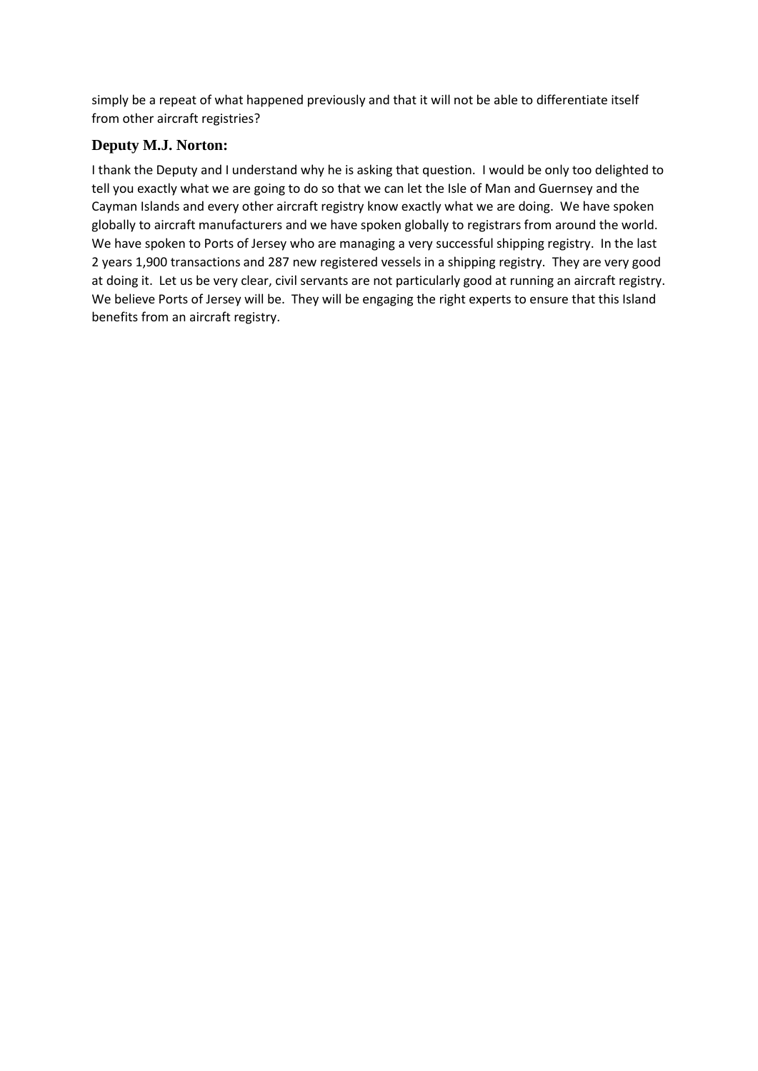simply be a repeat of what happened previously and that it will not be able to differentiate itself from other aircraft registries?

### Deputy M.J. Norton:

I thank the Deputy and I understand why he is asking that question. I would be only too delighted to tell you exactly what we are going to do so that we can let the Isle of Man and Guernsey and the Cayman Islands and every other aircraft registry know exactly what we are doing. We have spoken globally to aircraft manufacturers and we have spoken globally to registrars from around the world. We have spoken to Ports of Jersey who are managing a very successful shipping registry. In the last 2 years 1,900 transactions and 287 new registered vessels in a shipping registry. They are very good at doing it. Let us be very clear, civil servants are not particularly good at running an aircraft registry. We believe Ports of Jersey will be. They will be engaging the right experts to ensure that this Island benefits from an aircraft registry.